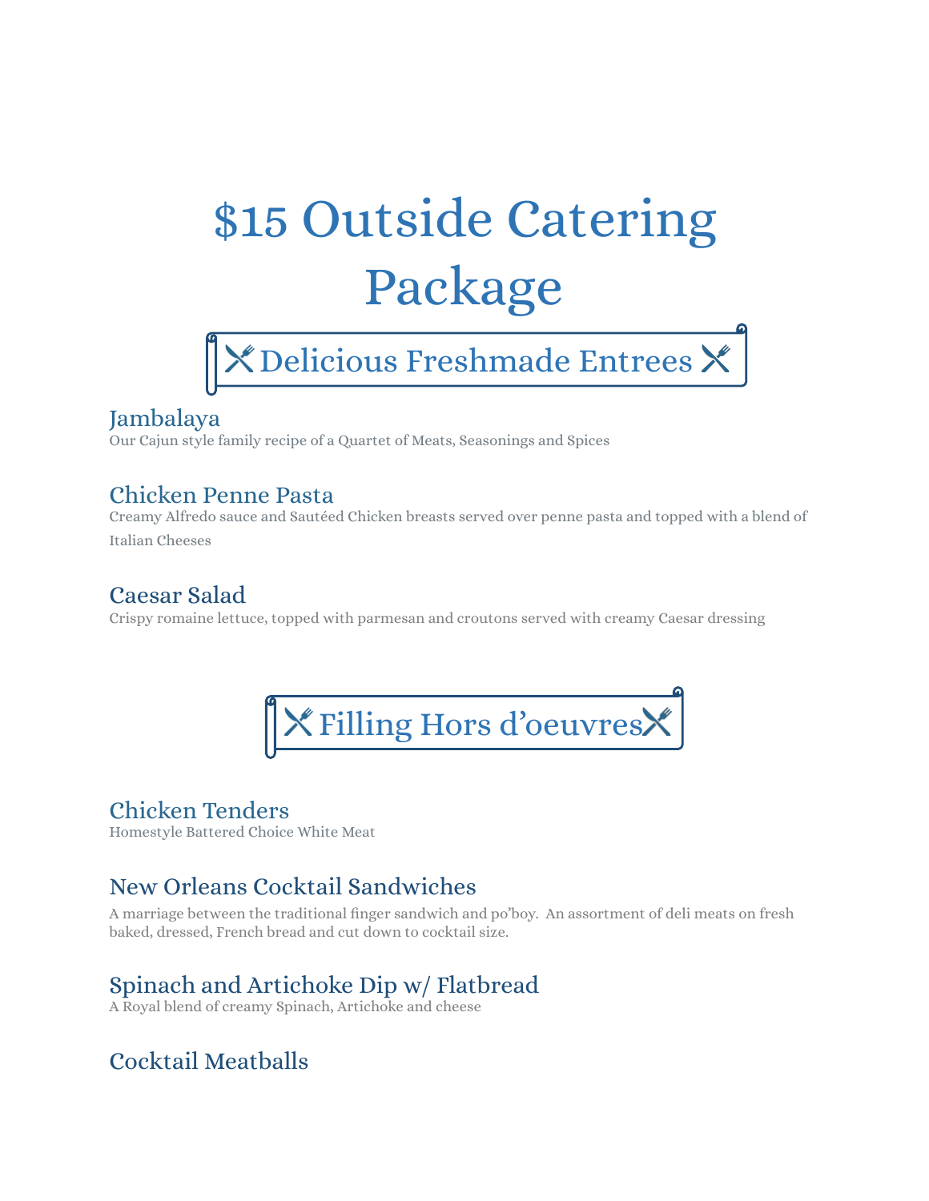# $15 Outside Catering Package

## Delicious Freshmade Entrees

### Jambalaya

Our Cajun style family recipe of a Quartet of Meats, Seasonings and Spices

### Chicken Penne Pasta

Creamy Alfredo sauce and Sautéed Chicken breasts served over penne pasta and topped with a blend of Italian Cheeses

### Caesar Salad

Crispy romaine lettuce, topped with parmesan and croutons served with creamy Caesar dressing

## Filling Hors d'oeuvres

### Chicken Tenders

Homestyle Battered Choice White Meat

### New Orleans Cocktail Sandwiches

A marriage between the traditional finger sandwich and po'boy. An assortment of deli meats on fresh baked, dressed, French bread and cut down to cocktail size.

### Spinach and Artichoke Dip w/ Flatbread

A Royal blend of creamy Spinach, Artichoke and cheese

### Cocktail Meatballs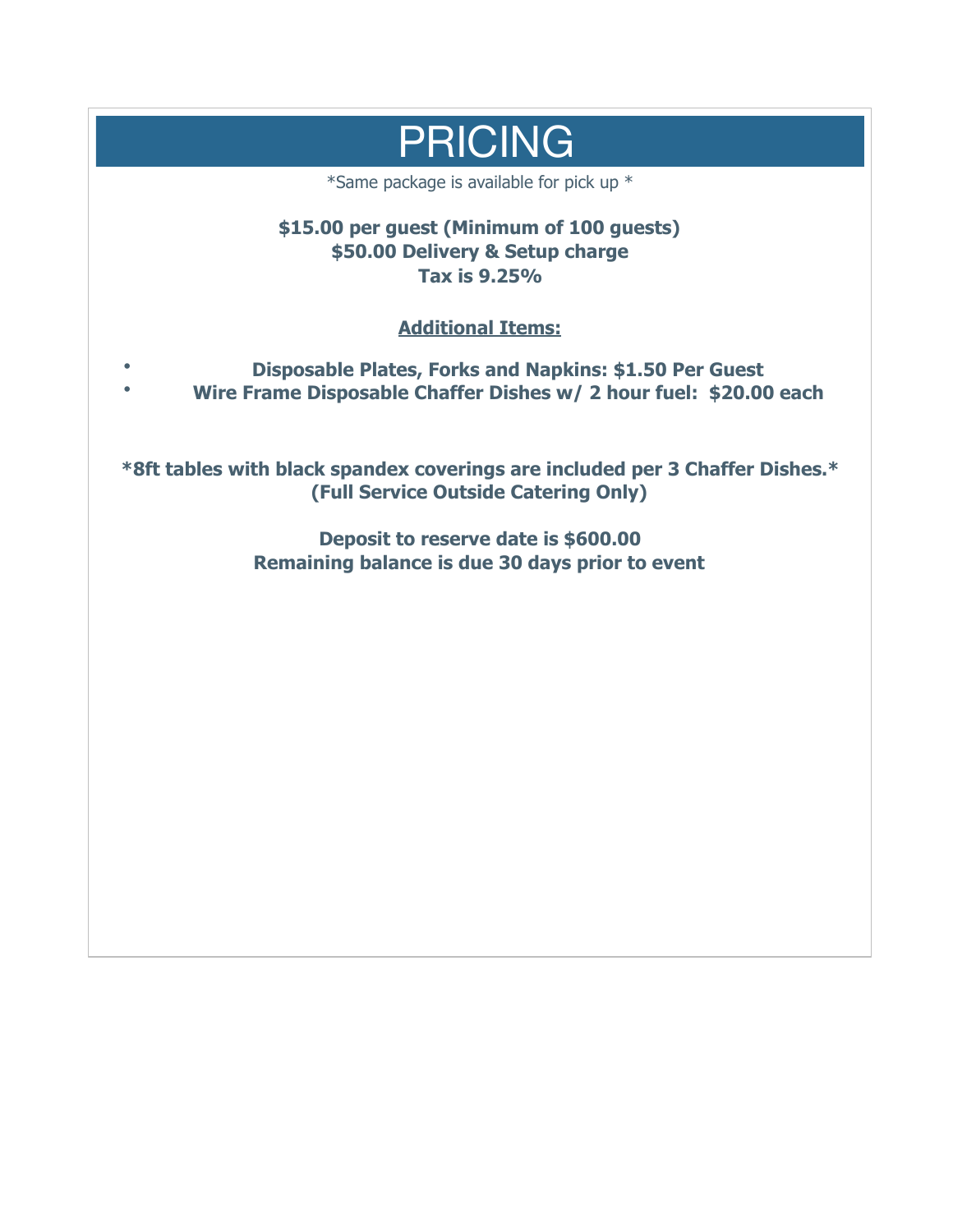# PRICING

*Same package is available for pick up *

**$15.00 per guest (Minimum of 100 guests)**
**$50.00 Delivery & Setup charge**
**Tax is 9.25%**

**Additional Items:**

- **Disposable Plates, Forks and Napkins: $1.50 Per Guest**
- **Wire Frame Disposable Chaffer Dishes w/ 2 hour fuel: $20.00 each**

**\*8ft tables with black spandex coverings are included per 3 Chaffer Dishes.\***
**(Full Service Outside Catering Only)**

**Deposit to reserve date is $600.00**
**Remaining balance is due 30 days prior to event**